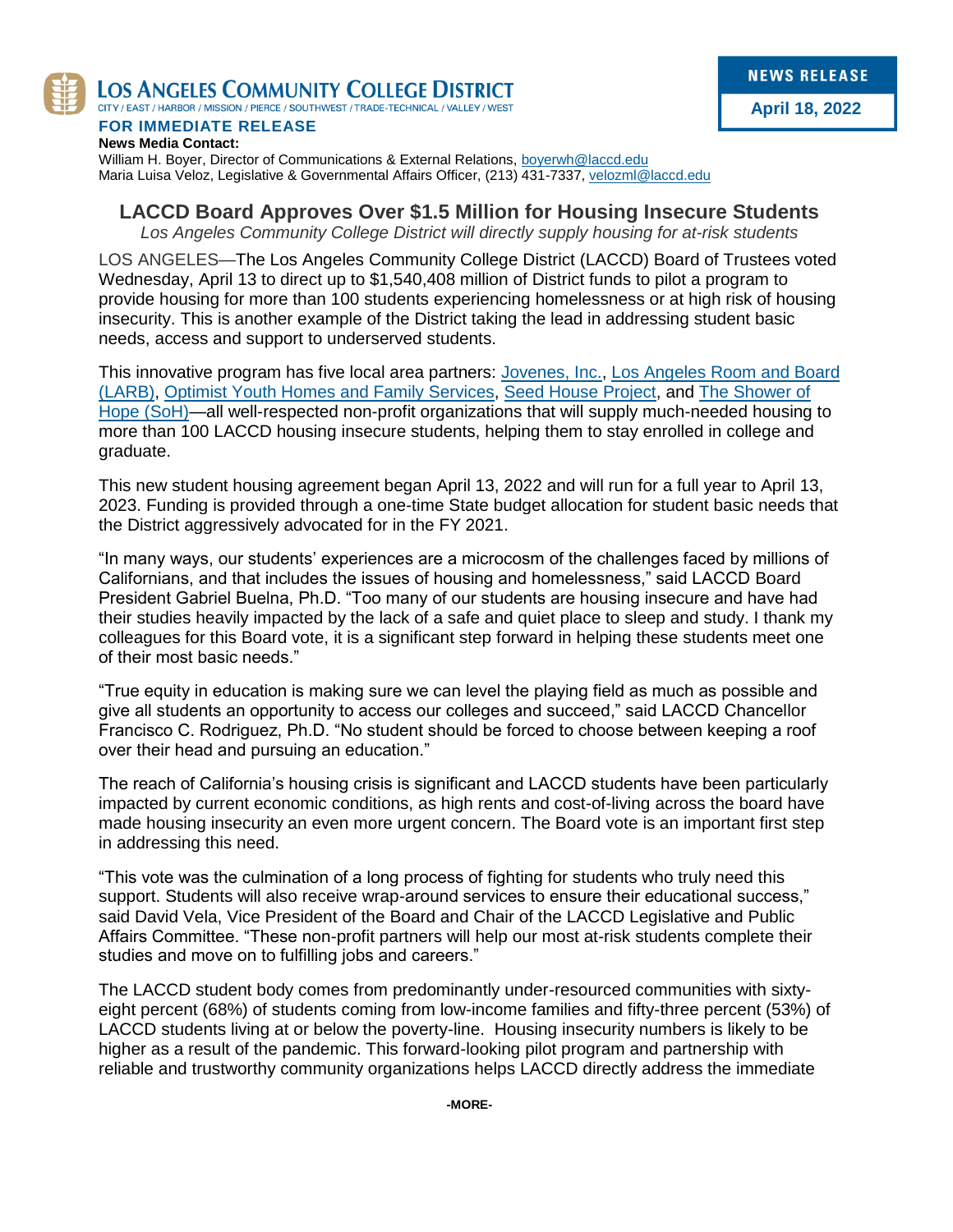**LOS ANGELES COMMUNITY COLLEGE DISTRICT**
CITY / EAST / HARBOR / MISSION / PIERCE / SOUTHWEST / TRADE-TECHNICAL / VALLEY / WEST

**NEWS RELEASE**
**April 18, 2022**

**FOR IMMEDIATE RELEASE**

**News Media Contact:**
William H. Boyer, Director of Communications & External Relations, boyerwh@laccd.edu
Maria Luisa Veloz, Legislative & Governmental Affairs Officer, (213) 431-7337, velozml@laccd.edu

# LACCD Board Approves Over $1.5 Million for Housing Insecure Students

*Los Angeles Community College District will directly supply housing for at-risk students*

LOS ANGELES—The Los Angeles Community College District (LACCD) Board of Trustees voted Wednesday, April 13 to direct up to $1,540,408 million of District funds to pilot a program to provide housing for more than 100 students experiencing homelessness or at high risk of housing insecurity. This is another example of the District taking the lead in addressing student basic needs, access and support to underserved students.

This innovative program has five local area partners: Jovenes, Inc., Los Angeles Room and Board (LARB), Optimist Youth Homes and Family Services, Seed House Project, and The Shower of Hope (SoH)—all well-respected non-profit organizations that will supply much-needed housing to more than 100 LACCD housing insecure students, helping them to stay enrolled in college and graduate.

This new student housing agreement began April 13, 2022 and will run for a full year to April 13, 2023. Funding is provided through a one-time State budget allocation for student basic needs that the District aggressively advocated for in the FY 2021.

"In many ways, our students' experiences are a microcosm of the challenges faced by millions of Californians, and that includes the issues of housing and homelessness," said LACCD Board President Gabriel Buelna, Ph.D. "Too many of our students are housing insecure and have had their studies heavily impacted by the lack of a safe and quiet place to sleep and study. I thank my colleagues for this Board vote, it is a significant step forward in helping these students meet one of their most basic needs."

"True equity in education is making sure we can level the playing field as much as possible and give all students an opportunity to access our colleges and succeed," said LACCD Chancellor Francisco C. Rodriguez, Ph.D. "No student should be forced to choose between keeping a roof over their head and pursuing an education."

The reach of California's housing crisis is significant and LACCD students have been particularly impacted by current economic conditions, as high rents and cost-of-living across the board have made housing insecurity an even more urgent concern. The Board vote is an important first step in addressing this need.

"This vote was the culmination of a long process of fighting for students who truly need this support. Students will also receive wrap-around services to ensure their educational success," said David Vela, Vice President of the Board and Chair of the LACCD Legislative and Public Affairs Committee. "These non-profit partners will help our most at-risk students complete their studies and move on to fulfilling jobs and careers."

The LACCD student body comes from predominantly under-resourced communities with sixty-eight percent (68%) of students coming from low-income families and fifty-three percent (53%) of LACCD students living at or below the poverty-line. Housing insecurity numbers is likely to be higher as a result of the pandemic. This forward-looking pilot program and partnership with reliable and trustworthy community organizations helps LACCD directly address the immediate

-MORE-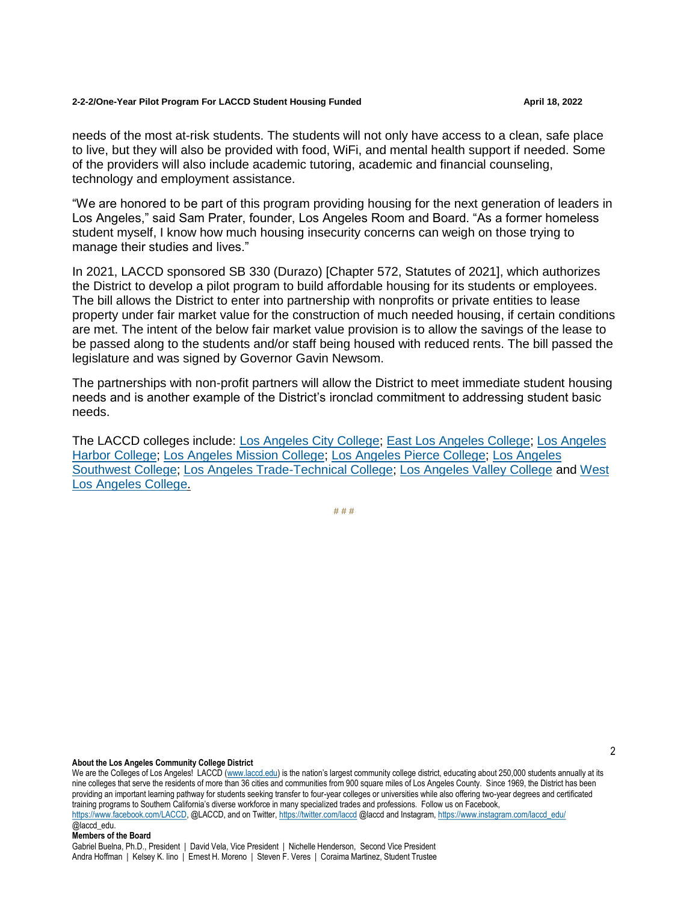needs of the most at-risk students. The students will not only have access to a clean, safe place to live, but they will also be provided with food, WiFi, and mental health support if needed. Some of the providers will also include academic tutoring, academic and financial counseling, technology and employment assistance.

"We are honored to be part of this program providing housing for the next generation of leaders in Los Angeles," said Sam Prater, founder, Los Angeles Room and Board. "As a former homeless student myself, I know how much housing insecurity concerns can weigh on those trying to manage their studies and lives."

In 2021, LACCD sponsored SB 330 (Durazo) [Chapter 572, Statutes of 2021], which authorizes the District to develop a pilot program to build affordable housing for its students or employees. The bill allows the District to enter into partnership with nonprofits or private entities to lease property under fair market value for the construction of much needed housing, if certain conditions are met. The intent of the below fair market value provision is to allow the savings of the lease to be passed along to the students and/or staff being housed with reduced rents. The bill passed the legislature and was signed by Governor Gavin Newsom.

The partnerships with non-profit partners will allow the District to meet immediate student housing needs and is another example of the District's ironclad commitment to addressing student basic needs.

The LACCD colleges include: Los Angeles City College; East Los Angeles College; Los Angeles Harbor College; Los Angeles Mission College; Los Angeles Pierce College; Los Angeles Southwest College; Los Angeles Trade-Technical College; Los Angeles Valley College and West Los Angeles College.

# # #

**About the Los Angeles Community College District**

We are the Colleges of Los Angeles! LACCD (www.laccd.edu) is the nation's largest community college district, educating about 250,000 students annually at its nine colleges that serve the residents of more than 36 cities and communities from 900 square miles of Los Angeles County. Since 1969, the District has been providing an important learning pathway for students seeking transfer to four-year colleges or universities while also offering two-year degrees and certificated training programs to Southern California's diverse workforce in many specialized trades and professions. Follow us on Facebook, https://www.facebook.com/LACCD, @LACCD, and on Twitter, https://twitter.com/laccd @laccd and Instagram, https://www.instagram.com/laccd_edu/ @laccd_edu.

**Members of the Board**

Gabriel Buelna, Ph.D., President | David Vela, Vice President | Nichelle Henderson, Second Vice President
Andra Hoffman | Kelsey K. Iino | Ernest H. Moreno | Steven F. Veres | Coraima Martinez, Student Trustee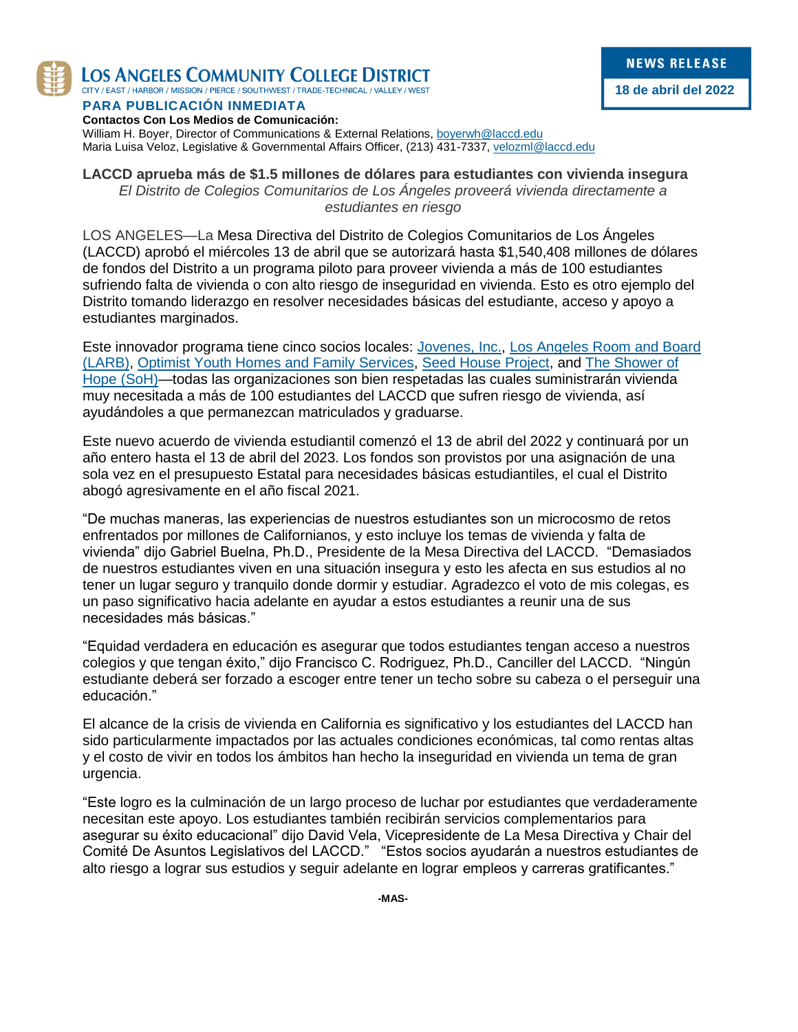**LOS ANGELES COMMUNITY COLLEGE DISTRICT**
CITY / EAST / HARBOR / MISSION / PIERCE / SOUTHWEST / TRADE-TECHNICAL / VALLEY / WEST

**NEWS RELEASE**
**18 de abril del 2022**

**PARA PUBLICACIÓN INMEDIATA**

**Contactos Con Los Medios de Comunicación:**
William H. Boyer, Director of Communications & External Relations, boyerwh@laccd.edu
Maria Luisa Veloz, Legislative & Governmental Affairs Officer, (213) 431-7337, velozml@laccd.edu

**LACCD aprueba más de $1.5 millones de dólares para estudiantes con vivienda insegura**
*El Distrito de Colegios Comunitarios de Los Ángeles proveerá vivienda directamente a estudiantes en riesgo*

LOS ANGELES—La Mesa Directiva del Distrito de Colegios Comunitarios de Los Ángeles (LACCD) aprobó el miércoles 13 de abril que se autorizará hasta $1,540,408 millones de dólares de fondos del Distrito a un programa piloto para proveer vivienda a más de 100 estudiantes sufriendo falta de vivienda o con alto riesgo de inseguridad en vivienda. Esto es otro ejemplo del Distrito tomando liderazgo en resolver necesidades básicas del estudiante, acceso y apoyo a estudiantes marginados.

Este innovador programa tiene cinco socios locales: Jovenes, Inc., Los Angeles Room and Board (LARB), Optimist Youth Homes and Family Services, Seed House Project, and The Shower of Hope (SoH)—todas las organizaciones son bien respetadas las cuales suministrarán vivienda muy necesitada a más de 100 estudiantes del LACCD que sufren riesgo de vivienda, así ayudándoles a que permanezcan matriculados y graduarse.

Este nuevo acuerdo de vivienda estudiantil comenzó el 13 de abril del 2022 y continuará por un año entero hasta el 13 de abril del 2023. Los fondos son provistos por una asignación de una sola vez en el presupuesto Estatal para necesidades básicas estudiantiles, el cual el Distrito abogó agresivamente en el año fiscal 2021.

"De muchas maneras, las experiencias de nuestros estudiantes son un microcosmo de retos enfrentados por millones de Californianos, y esto incluye los temas de vivienda y falta de vivienda" dijo Gabriel Buelna, Ph.D., Presidente de la Mesa Directiva del LACCD. "Demasiados de nuestros estudiantes viven en una situación insegura y esto les afecta en sus estudios al no tener un lugar seguro y tranquilo donde dormir y estudiar. Agradezco el voto de mis colegas, es un paso significativo hacia adelante en ayudar a estos estudiantes a reunir una de sus necesidades más básicas."

"Equidad verdadera en educación es asegurar que todos estudiantes tengan acceso a nuestros colegios y que tengan éxito," dijo Francisco C. Rodriguez, Ph.D., Canciller del LACCD. "Ningún estudiante deberá ser forzado a escoger entre tener un techo sobre su cabeza o el perseguir una educación."

El alcance de la crisis de vivienda en California es significativo y los estudiantes del LACCD han sido particularmente impactados por las actuales condiciones económicas, tal como rentas altas y el costo de vivir en todos los ámbitos han hecho la inseguridad en vivienda un tema de gran urgencia.

"Este logro es la culminación de un largo proceso de luchar por estudiantes que verdaderamente necesitan este apoyo. Los estudiantes también recibirán servicios complementarios para asegurar su éxito educacional" dijo David Vela, Vicepresidente de La Mesa Directiva y Chair del Comité De Asuntos Legislativos del LACCD." "Estos socios ayudarán a nuestros estudiantes de alto riesgo a lograr sus estudios y seguir adelante en lograr empleos y carreras gratificantes."

-MAS-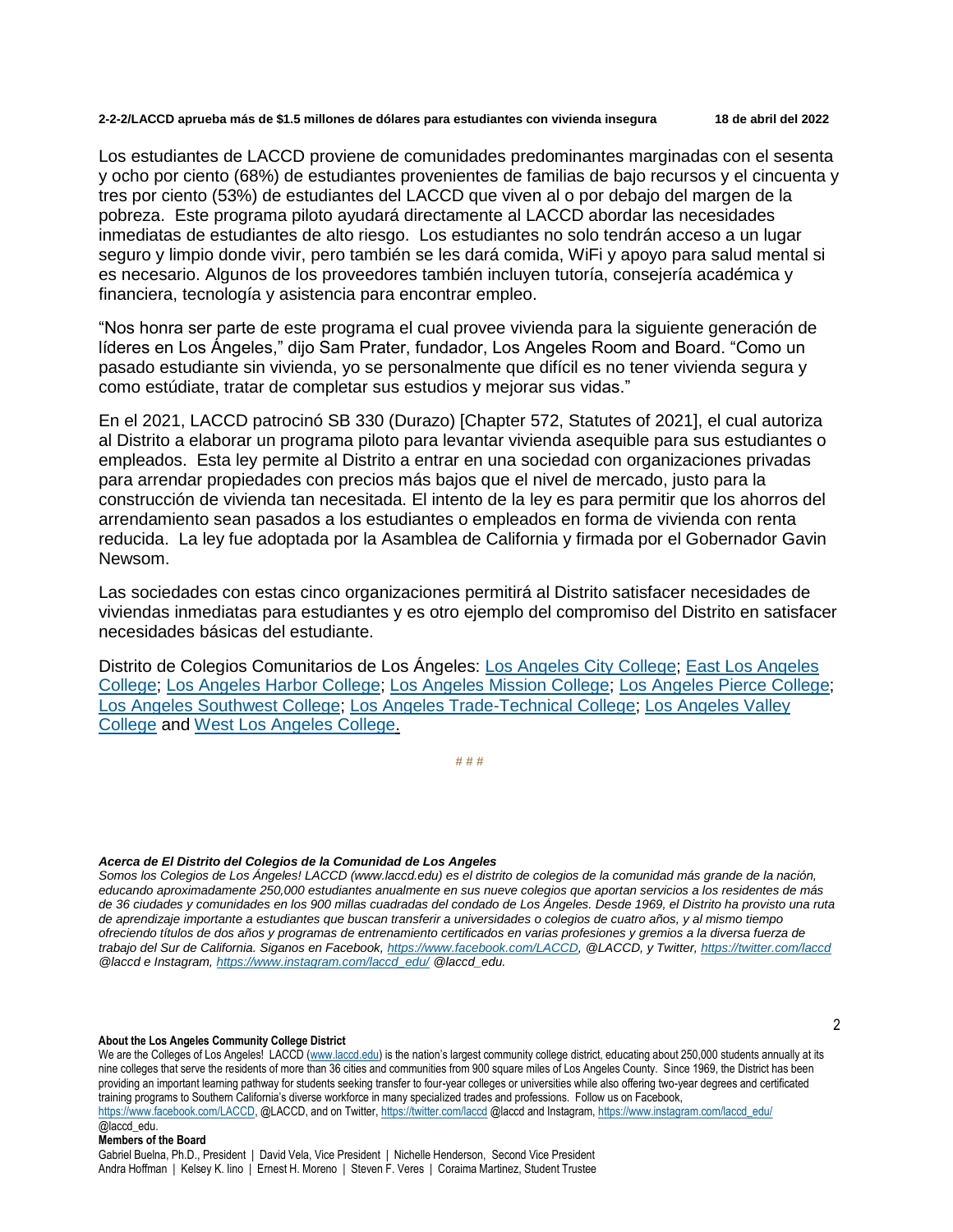Los estudiantes de LACCD proviene de comunidades predominantes marginadas con el sesenta y ocho por ciento (68%) de estudiantes provenientes de familias de bajo recursos y el cincuenta y tres por ciento (53%) de estudiantes del LACCD que viven al o por debajo del margen de la pobreza. Este programa piloto ayudará directamente al LACCD abordar las necesidades inmediatas de estudiantes de alto riesgo. Los estudiantes no solo tendrán acceso a un lugar seguro y limpio donde vivir, pero también se les dará comida, WiFi y apoyo para salud mental si es necesario. Algunos de los proveedores también incluyen tutoría, consejería académica y financiera, tecnología y asistencia para encontrar empleo.

"Nos honra ser parte de este programa el cual provee vivienda para la siguiente generación de líderes en Los Ángeles," dijo Sam Prater, fundador, Los Angeles Room and Board. "Como un pasado estudiante sin vivienda, yo se personalmente que difícil es no tener vivienda segura y como estúdiate, tratar de completar sus estudios y mejorar sus vidas."

En el 2021, LACCD patrocinó SB 330 (Durazo) [Chapter 572, Statutes of 2021], el cual autoriza al Distrito a elaborar un programa piloto para levantar vivienda asequible para sus estudiantes o empleados. Esta ley permite al Distrito a entrar en una sociedad con organizaciones privadas para arrendar propiedades con precios más bajos que el nivel de mercado, justo para la construcción de vivienda tan necesitada. El intento de la ley es para permitir que los ahorros del arrendamiento sean pasados a los estudiantes o empleados en forma de vivienda con renta reducida. La ley fue adoptada por la Asamblea de California y firmada por el Gobernador Gavin Newsom.

Las sociedades con estas cinco organizaciones permitirá al Distrito satisfacer necesidades de viviendas inmediatas para estudiantes y es otro ejemplo del compromiso del Distrito en satisfacer necesidades básicas del estudiante.

Distrito de Colegios Comunitarios de Los Ángeles: Los Angeles City College; East Los Angeles College; Los Angeles Harbor College; Los Angeles Mission College; Los Angeles Pierce College; Los Angeles Southwest College; Los Angeles Trade-Technical College; Los Angeles Valley College and West Los Angeles College.

# # #

***Acerca de El Distrito del Colegios de la Comunidad de Los Angeles***

*Somos los Colegios de Los Ángeles! LACCD (www.laccd.edu) es el distrito de colegios de la comunidad más grande de la nación, educando aproximadamente 250,000 estudiantes anualmente en sus nueve colegios que aportan servicios a los residentes de más de 36 ciudades y comunidades en los 900 millas cuadradas del condado de Los Ángeles. Desde 1969, el Distrito ha provisto una ruta de aprendizaje importante a estudiantes que buscan transferir a universidades o colegios de cuatro años, y al mismo tiempo ofreciendo títulos de dos años y programas de entrenamiento certificados en varias profesiones y gremios a la diversa fuerza de trabajo del Sur de California. Síganos en Facebook, https://www.facebook.com/LACCD, @LACCD, y Twitter, https://twitter.com/laccd @laccd e Instagram, https://www.instagram.com/laccd_edu/ @laccd_edu.*

**About the Los Angeles Community College District**

We are the Colleges of Los Angeles! LACCD (www.laccd.edu) is the nation's largest community college district, educating about 250,000 students annually at its nine colleges that serve the residents of more than 36 cities and communities from 900 square miles of Los Angeles County. Since 1969, the District has been providing an important learning pathway for students seeking transfer to four-year colleges or universities while also offering two-year degrees and certificated training programs to Southern California's diverse workforce in many specialized trades and professions. Follow us on Facebook, https://www.facebook.com/LACCD, @LACCD, and on Twitter, https://twitter.com/laccd @laccd and Instagram, https://www.instagram.com/laccd_edu/ @laccd_edu.

**Members of the Board**

Gabriel Buelna, Ph.D., President | David Vela, Vice President | Nichelle Henderson, Second Vice President
Andra Hoffman | Kelsey K. Iino | Ernest H. Moreno | Steven F. Veres | Coraima Martinez, Student Trustee